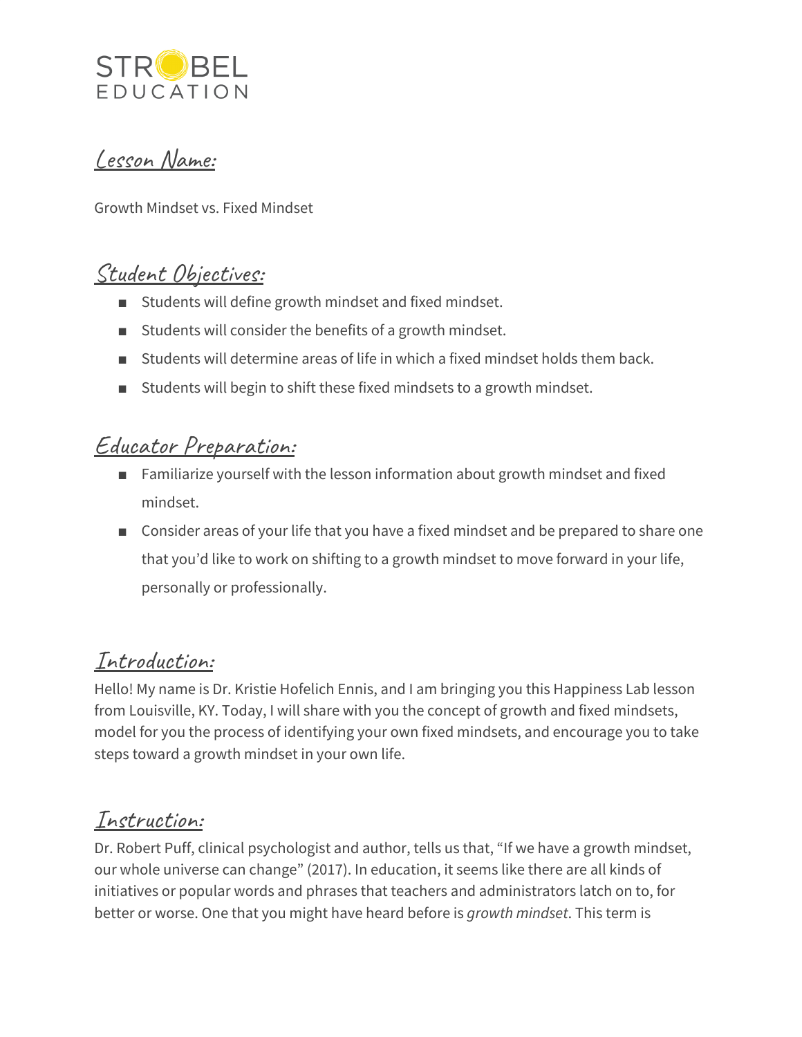STROBEL EDUCATION

## Lesson Name:

Growth Mindset vs. Fixed Mindset

## Student Objectives:

- Students will define growth mindset and fixed mindset.
- Students will consider the benefits of a growth mindset.
- Students will determine areas of life in which a fixed mindset holds them back.
- Students will begin to shift these fixed mindsets to a growth mindset.

## Educator Preparation:

- Familiarize yourself with the lesson information about growth mindset and fixed mindset.
- Consider areas of your life that you have a fixed mindset and be prepared to share one that you'd like to work on shifting to a growth mindset to move forward in your life, personally or professionally.

## Introduction:

Hello! My name is Dr. Kristie Hofelich Ennis, and I am bringing you this Happiness Lab lesson from Louisville, KY. Today, I will share with you the concept of growth and fixed mindsets, model for you the process of identifying your own fixed mindsets, and encourage you to take steps toward a growth mindset in your own life.

## Instruction:

Dr. Robert Puff, clinical psychologist and author, tells us that, "If we have a growth mindset, our whole universe can change" (2017). In education, it seems like there are all kinds of initiatives or popular words and phrases that teachers and administrators latch on to, for better or worse. One that you might have heard before is *growth mindset*. This term is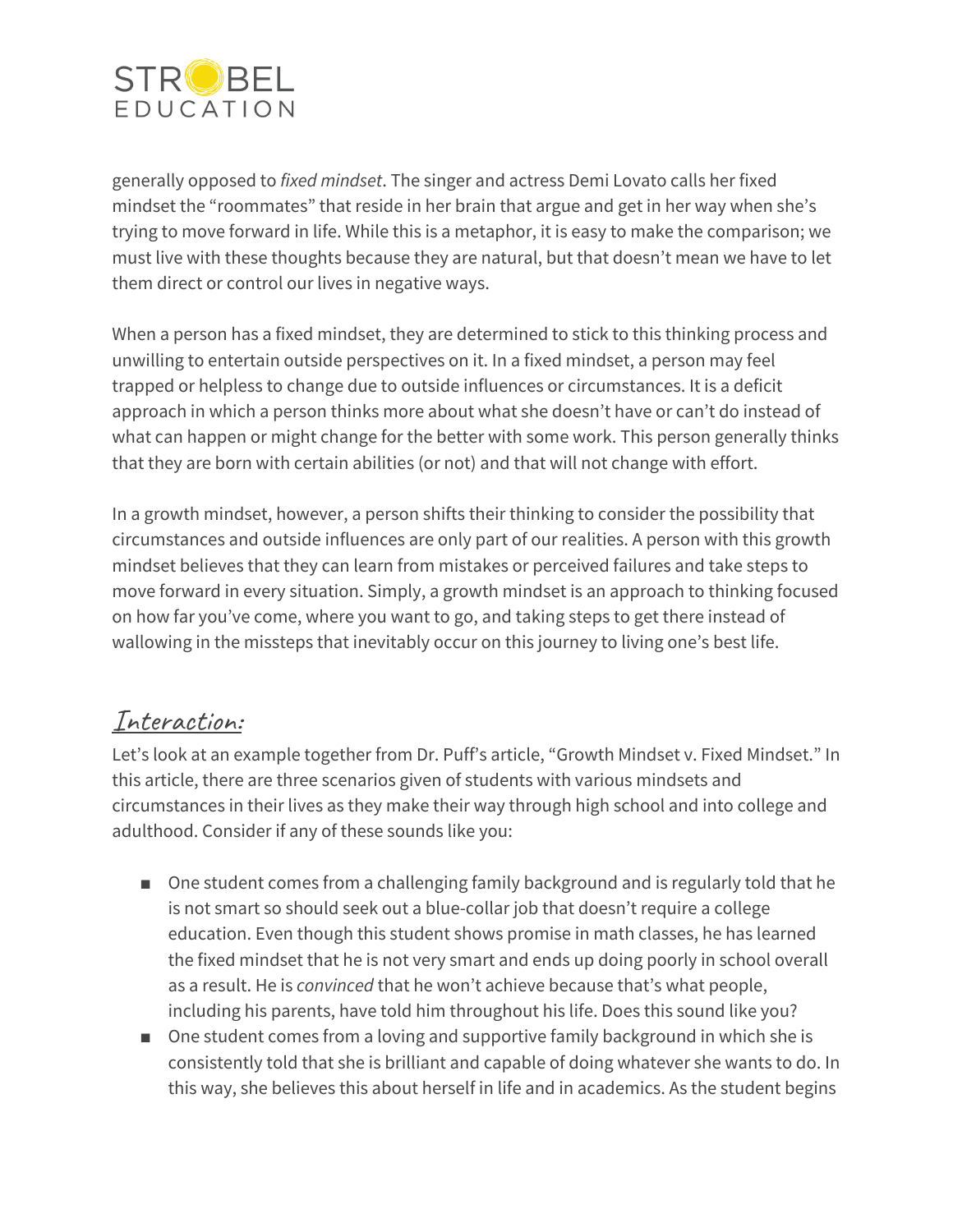generally opposed to *fixed mindset*. The singer and actress Demi Lovato calls her fixed mindset the "roommates" that reside in her brain that argue and get in her way when she's trying to move forward in life. While this is a metaphor, it is easy to make the comparison; we must live with these thoughts because they are natural, but that doesn't mean we have to let them direct or control our lives in negative ways.

When a person has a fixed mindset, they are determined to stick to this thinking process and unwilling to entertain outside perspectives on it. In a fixed mindset, a person may feel trapped or helpless to change due to outside influences or circumstances. It is a deficit approach in which a person thinks more about what she doesn't have or can't do instead of what can happen or might change for the better with some work. This person generally thinks that they are born with certain abilities (or not) and that will not change with effort.

In a growth mindset, however, a person shifts their thinking to consider the possibility that circumstances and outside influences are only part of our realities. A person with this growth mindset believes that they can learn from mistakes or perceived failures and take steps to move forward in every situation. Simply, a growth mindset is an approach to thinking focused on how far you've come, where you want to go, and taking steps to get there instead of wallowing in the missteps that inevitably occur on this journey to living one's best life.

## Interaction:

Let's look at an example together from Dr. Puff's article, "Growth Mindset v. Fixed Mindset." In this article, there are three scenarios given of students with various mindsets and circumstances in their lives as they make their way through high school and into college and adulthood. Consider if any of these sounds like you:

- One student comes from a challenging family background and is regularly told that he is not smart so should seek out a blue-collar job that doesn't require a college education. Even though this student shows promise in math classes, he has learned the fixed mindset that he is not very smart and ends up doing poorly in school overall as a result. He is *convinced* that he won't achieve because that's what people, including his parents, have told him throughout his life. Does this sound like you?
- One student comes from a loving and supportive family background in which she is consistently told that she is brilliant and capable of doing whatever she wants to do. In this way, she believes this about herself in life and in academics. As the student begins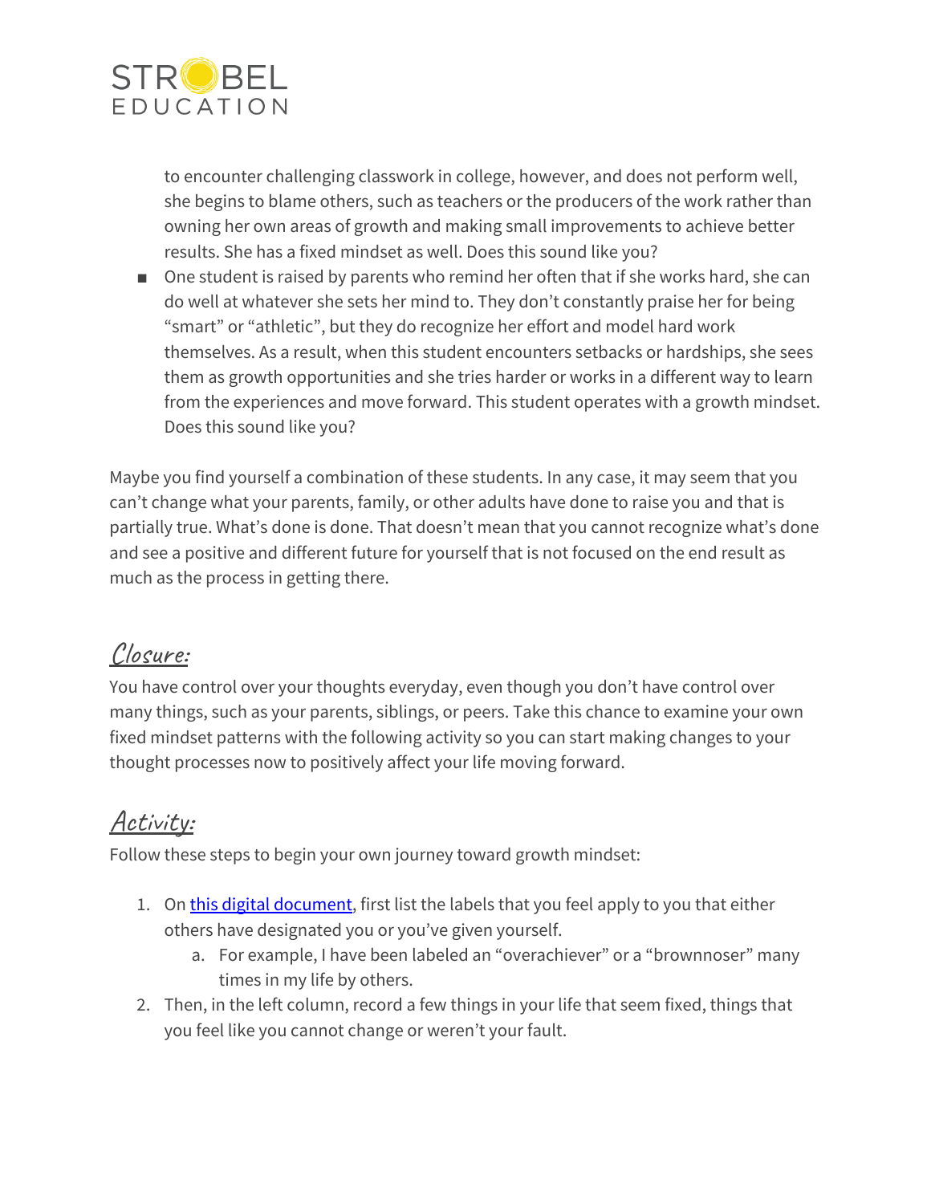to encounter challenging classwork in college, however, and does not perform well, she begins to blame others, such as teachers or the producers of the work rather than owning her own areas of growth and making small improvements to achieve better results. She has a fixed mindset as well. Does this sound like you?

- One student is raised by parents who remind her often that if she works hard, she can do well at whatever she sets her mind to. They don't constantly praise her for being "smart" or "athletic", but they do recognize her effort and model hard work themselves. As a result, when this student encounters setbacks or hardships, she sees them as growth opportunities and she tries harder or works in a different way to learn from the experiences and move forward. This student operates with a growth mindset. Does this sound like you?

Maybe you find yourself a combination of these students. In any case, it may seem that you can't change what your parents, family, or other adults have done to raise you and that is partially true. What's done is done. That doesn't mean that you cannot recognize what's done and see a positive and different future for yourself that is not focused on the end result as much as the process in getting there.

## Closure:

You have control over your thoughts everyday, even though you don't have control over many things, such as your parents, siblings, or peers. Take this chance to examine your own fixed mindset patterns with the following activity so you can start making changes to your thought processes now to positively affect your life moving forward.

## Activity:

Follow these steps to begin your own journey toward growth mindset:

1. On [this digital document](), first list the labels that you feel apply to you that either others have designated you or you've given yourself.
   a. For example, I have been labeled an "overachiever" or a "brownnoser" many times in my life by others.
2. Then, in the left column, record a few things in your life that seem fixed, things that you feel like you cannot change or weren't your fault.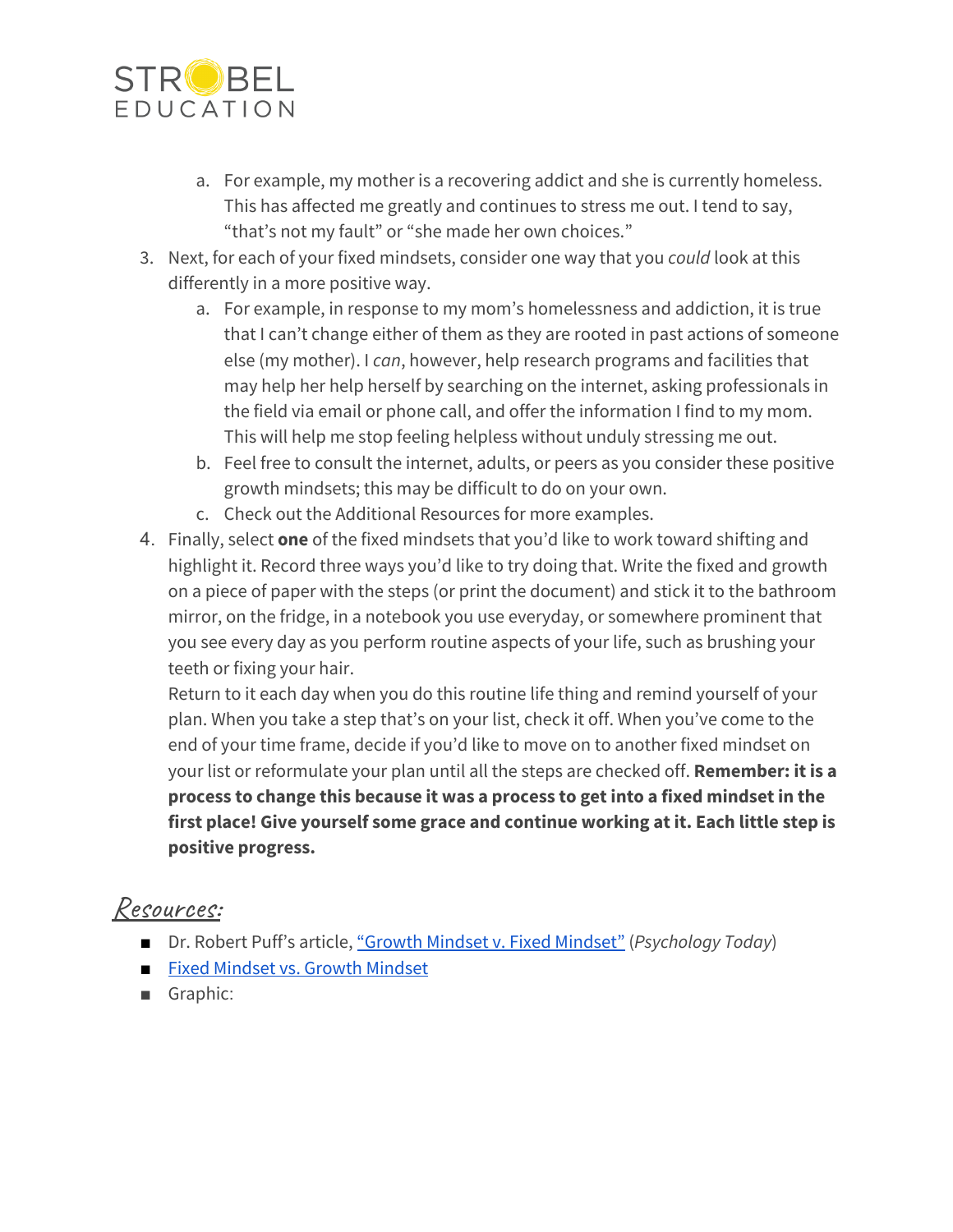a. For example, my mother is a recovering addict and she is currently homeless. This has affected me greatly and continues to stress me out. I tend to say, "that's not my fault" or "she made her own choices."

3. Next, for each of your fixed mindsets, consider one way that you *could* look at this differently in a more positive way.
    a. For example, in response to my mom's homelessness and addiction, it is true that I can't change either of them as they are rooted in past actions of someone else (my mother). I *can*, however, help research programs and facilities that may help her help herself by searching on the internet, asking professionals in the field via email or phone call, and offer the information I find to my mom. This will help me stop feeling helpless without unduly stressing me out.
    b. Feel free to consult the internet, adults, or peers as you consider these positive growth mindsets; this may be difficult to do on your own.
    c. Check out the Additional Resources for more examples.
4. Finally, select **one** of the fixed mindsets that you'd like to work toward shifting and highlight it. Record three ways you'd like to try doing that. Write the fixed and growth on a piece of paper with the steps (or print the document) and stick it to the bathroom mirror, on the fridge, in a notebook you use everyday, or somewhere prominent that you see every day as you perform routine aspects of your life, such as brushing your teeth or fixing your hair.
   Return to it each day when you do this routine life thing and remind yourself of your plan. When you take a step that's on your list, check it off. When you've come to the end of your time frame, decide if you'd like to move on to another fixed mindset on your list or reformulate your plan until all the steps are checked off. **Remember: it is a process to change this because it was a process to get into a fixed mindset in the first place! Give yourself some grace and continue working at it. Each little step is positive progress.**

## Resources:

- Dr. Robert Puff's article, "Growth Mindset v. Fixed Mindset" (*Psychology Today*)
- Fixed Mindset vs. Growth Mindset
- Graphic: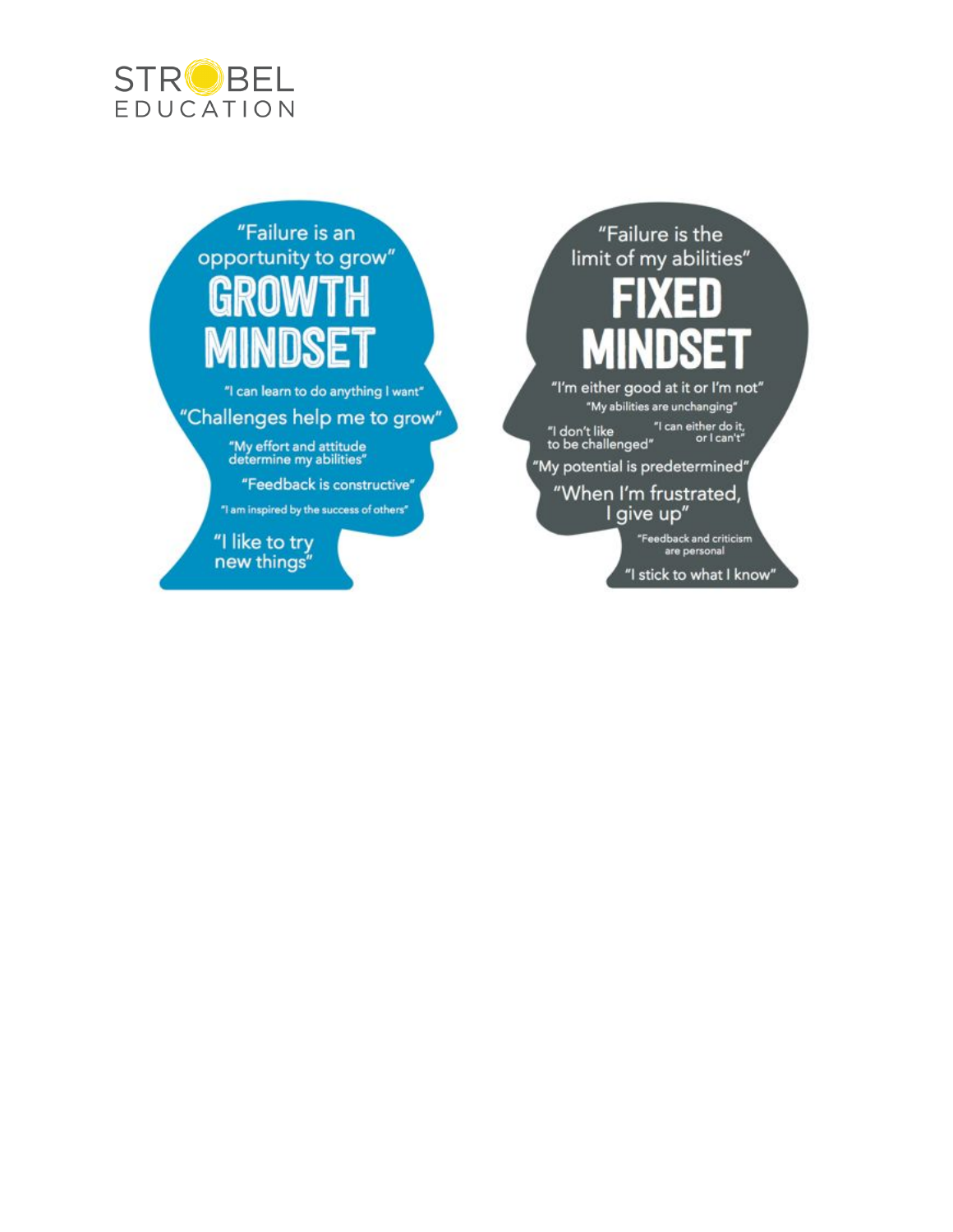# GROWTH MINDSET

"Failure is an opportunity to grow"

"I can learn to do anything I want"

"Challenges help me to grow"

"My effort and attitude determine my abilities"

"Feedback is constructive"

"I am inspired by the success of others"

"I like to try new things"

# FIXED MINDSET

"Failure is the limit of my abilities"

"I'm either good at it or I'm not"

"My abilities are unchanging"

"I don't like to be challenged"

"I can either do it, or I can't"

"My potential is predetermined"

"When I'm frustrated, I give up"

"Feedback and criticism are personal"

"I stick to what I know"